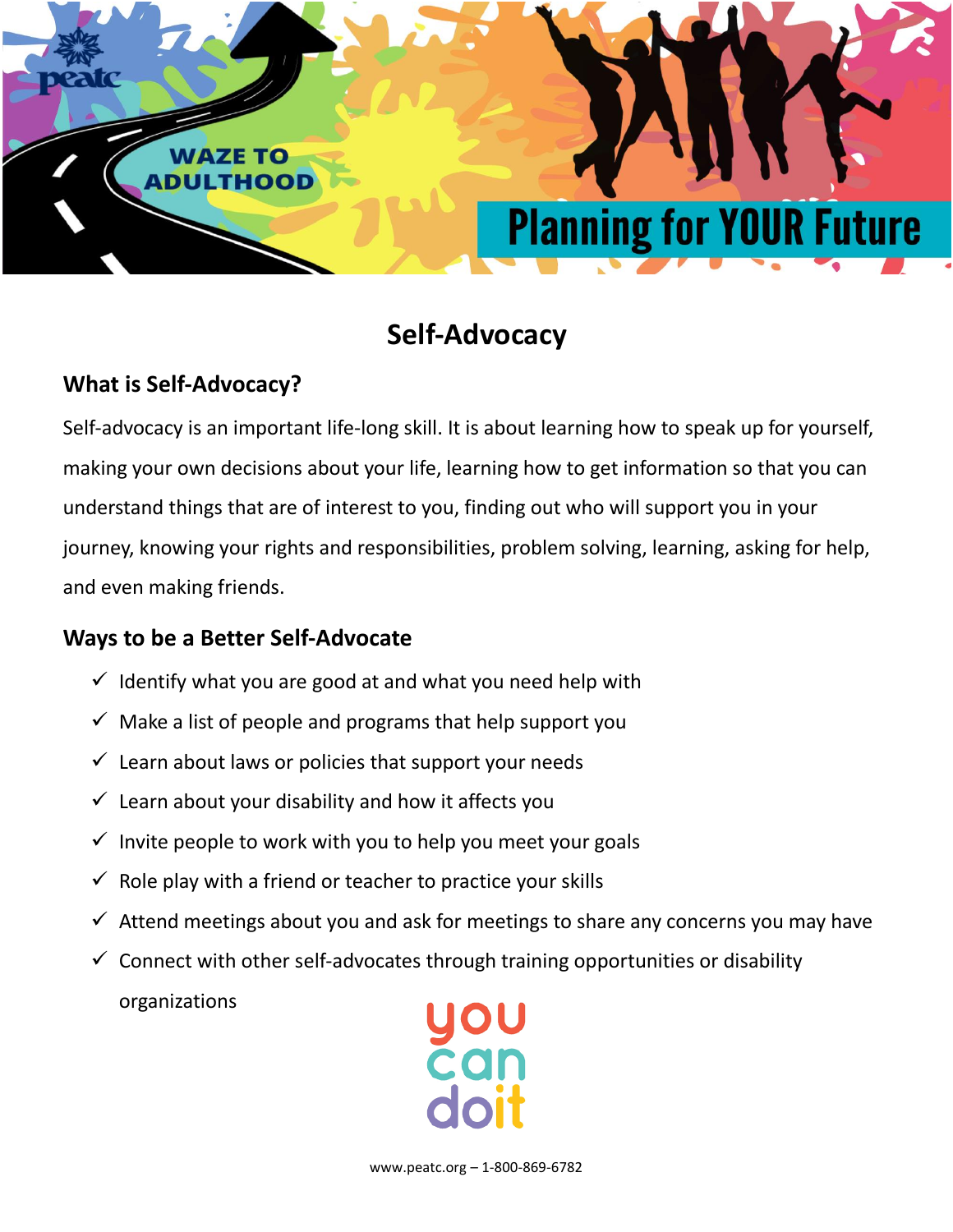WAZE TO ADULTHOOD

# Planning for YOUR Future

## Self-Advocacy

### What is Self-Advocacy?

Self-advocacy is an important life-long skill. It is about learning how to speak up for yourself, making your own decisions about your life, learning how to get information so that you can understand things that are of interest to you, finding out who will support you in your journey, knowing your rights and responsibilities, problem solving, learning, asking for help, and even making friends.

### Ways to be a Better Self-Advocate

- ✓ Identify what you are good at and what you need help with
- ✓ Make a list of people and programs that help support you
- ✓ Learn about laws or policies that support your needs
- ✓ Learn about your disability and how it affects you
- ✓ Invite people to work with you to help you meet your goals
- ✓ Role play with a friend or teacher to practice your skills
- ✓ Attend meetings about you and ask for meetings to share any concerns you may have
- ✓ Connect with other self-advocates through training opportunities or disability organizations

you can doit

www.peatc.org – 1-800-869-6782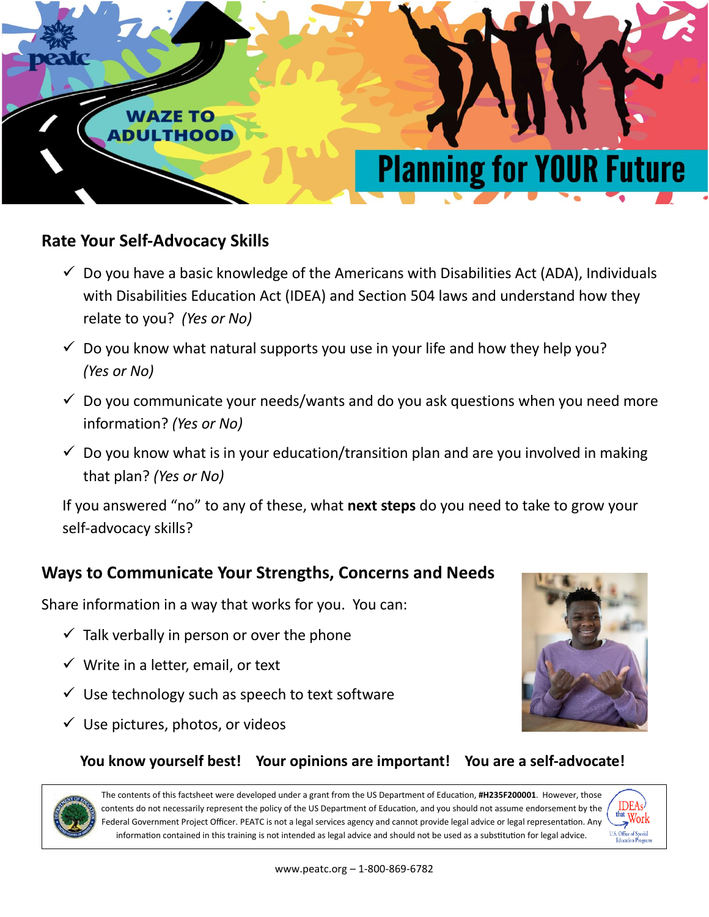WAZE TO ADULTHOOD

# Planning for YOUR Future

## Rate Your Self-Advocacy Skills

- ✓ Do you have a basic knowledge of the Americans with Disabilities Act (ADA), Individuals with Disabilities Education Act (IDEA) and Section 504 laws and understand how they relate to you? *(Yes or No)*
- ✓ Do you know what natural supports you use in your life and how they help you? *(Yes or No)*
- ✓ Do you communicate your needs/wants and do you ask questions when you need more information? *(Yes or No)*
- ✓ Do you know what is in your education/transition plan and are you involved in making that plan? *(Yes or No)*

If you answered "no" to any of these, what **next steps** do you need to take to grow your self-advocacy skills?

## Ways to Communicate Your Strengths, Concerns and Needs

Share information in a way that works for you. You can:

- ✓ Talk verbally in person or over the phone
- ✓ Write in a letter, email, or text
- ✓ Use technology such as speech to text software
- ✓ Use pictures, photos, or videos

**You know yourself best! Your opinions are important! You are a self-advocate!**

The contents of this factsheet were developed under a grant from the US Department of Education, **#H235F200001**. However, those contents do not necessarily represent the policy of the US Department of Education, and you should not assume endorsement by the Federal Government Project Officer. PEATC is not a legal services agency and cannot provide legal advice or legal representation. Any information contained in this training is not intended as legal advice and should not be used as a substitution for legal advice.

www.peatc.org – 1-800-869-6782